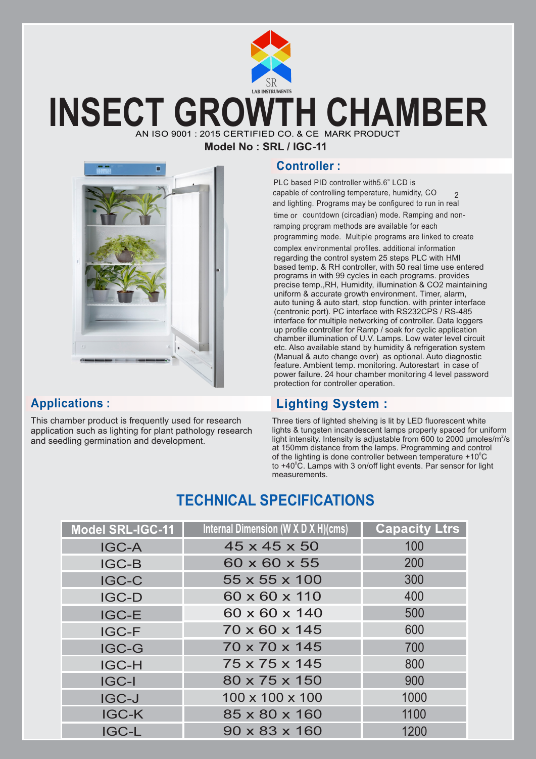# INSECT GROWTH CHAMBER

AN ISO 9001 : 2015 CERTIFIED CO. & CE MARK PRODUCT

**Model No : SRL / IGC-11**

## Controller :

PLC based PID controller with5.6" LCD is capable of controlling temperature, humidity, $CO_2$ and lighting. Programs may be configured to run in real time or countdown (circadian) mode. Ramping and non-ramping program methods are available for each programming mode. Multiple programs are linked to create complex environmental profiles. additional information regarding the control system 25 steps PLC with HMI based temp. & RH controller, with 50 real time use entered programs in with 99 cycles in each programs. provides precise temp.,RH, Humidity, illumination & CO2 maintaining uniform & accurate growth environment. Timer, alarm, auto tuning & auto start, stop function. with printer interface (centronic port). PC interface with RS232CPS / RS-485 interface for multiple networking of controller. Data loggers up profile controller for Ramp / soak for cyclic application chamber illumination of U.V. Lamps. Low water level circuit etc. Also available stand by humidity & refrigeration system (Manual & auto change over) as optional. Auto diagnostic feature. Ambient temp. monitoring. Autorestart in case of power failure. 24 hour chamber monitoring 4 level password protection for controller operation.

## Applications :

This chamber product is frequently used for research application such as lighting for plant pathology research and seedling germination and development.

## Lighting System :

Three tiers of lighted shelving is lit by LED fluorescent white lights & tungsten incandescent lamps properly spaced for uniform light intensity. Intensity is adjustable from 600 to 2000 µmoles/$m^2$/s at 150mm distance from the lamps. Programming and control of the lighting is done controller between temperature +10°C to +40°C. Lamps with 3 on/off light events. Par sensor for light measurements.

## TECHNICAL SPECIFICATIONS

| Model SRL-IGC-11 | Internal Dimension (W X D X H)(cms) | Capacity Ltrs |
|---|---|---|
| IGC-A | 45 x 45 x 50 | 100 |
| IGC-B | 60 x 60 x 55 | 200 |
| IGC-C | 55 x 55 x 100 | 300 |
| IGC-D | 60 x 60 x 110 | 400 |
| IGC-E | 60 x 60 x 140 | 500 |
| IGC-F | 70 x 60 x 145 | 600 |
| IGC-G | 70 x 70 x 145 | 700 |
| IGC-H | 75 x 75 x 145 | 800 |
| IGC-I | 80 x 75 x 150 | 900 |
| IGC-J | 100 x 100 x 100 | 1000 |
| IGC-K | 85 x 80 x 160 | 1100 |
| IGC-L | 90 x 83 x 160 | 1200 |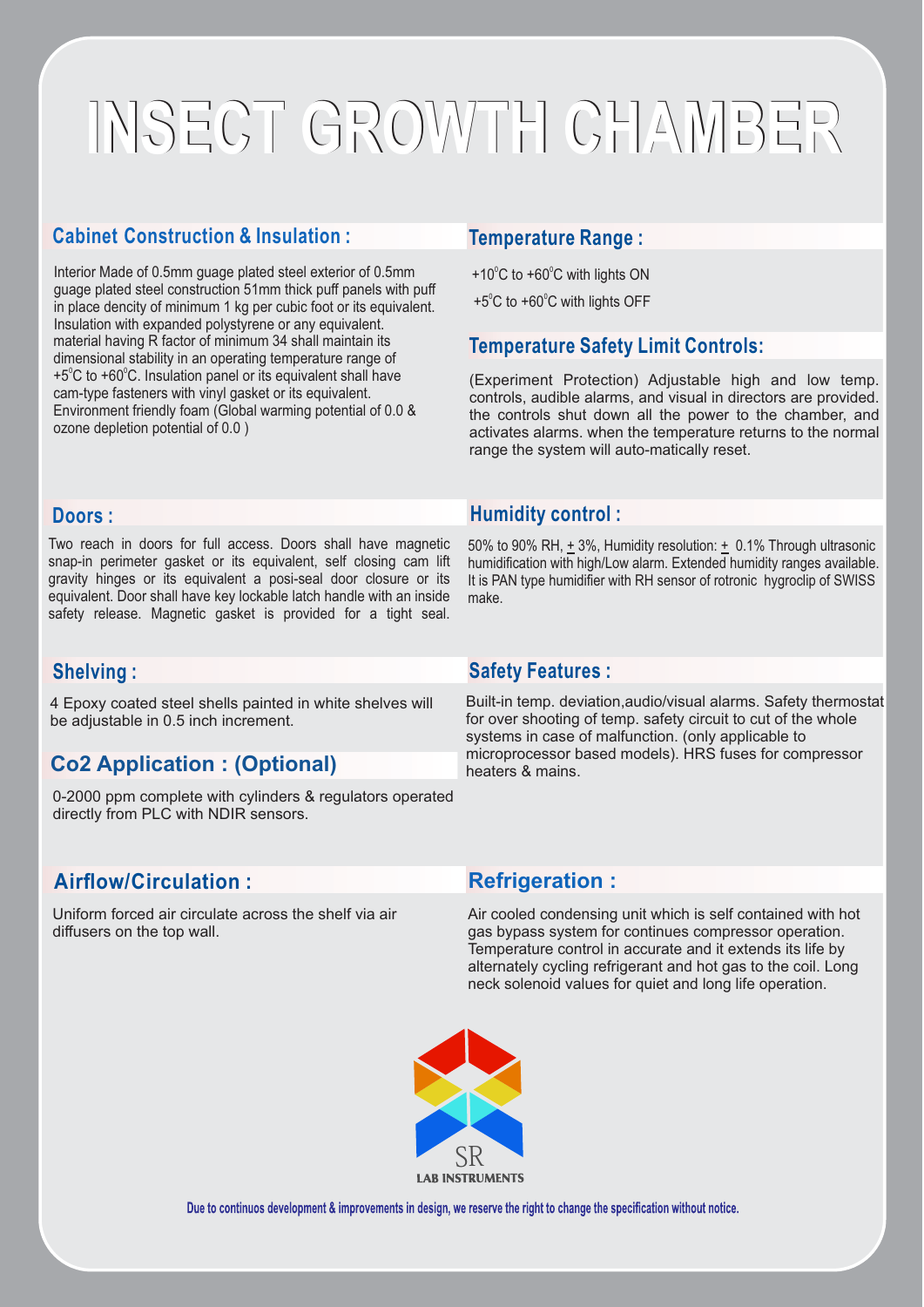# INSECT GROWTH CHAMBER

## Cabinet Construction & Insulation :

Interior Made of 0.5mm guage plated steel exterior of 0.5mm guage plated steel construction 51mm thick puff panels with puff in place dencity of minimum 1 kg per cubic foot or its equivalent. Insulation with expanded polystyrene or any equivalent. material having R factor of minimum 34 shall maintain its dimensional stability in an operating temperature range of +5°C to +60°C. Insulation panel or its equivalent shall have cam-type fasteners with vinyl gasket or its equivalent. Environment friendly foam (Global warming potential of 0.0 & ozone depletion potential of 0.0 )

## Temperature Range :

+10°C to +60°C with lights ON

+5°C to +60°C with lights OFF

## Temperature Safety Limit Controls:

(Experiment Protection) Adjustable high and low temp. controls, audible alarms, and visual in directors are provided. the controls shut down all the power to the chamber, and activates alarms. when the temperature returns to the normal range the system will auto-matically reset.

## Doors :

Two reach in doors for full access. Doors shall have magnetic snap-in perimeter gasket or its equivalent, self closing cam lift gravity hinges or its equivalent a posi-seal door closure or its equivalent. Door shall have key lockable latch handle with an inside safety release. Magnetic gasket is provided for a tight seal.

## Humidity control :

50% to 90% RH, ± 3%, Humidity resolution: ± 0.1% Through ultrasonic humidification with high/Low alarm. Extended humidity ranges available. It is PAN type humidifier with RH sensor of rotronic hygroclip of SWISS make.

## Shelving :

4 Epoxy coated steel shells painted in white shelves will be adjustable in 0.5 inch increment.

## Safety Features :

Built-in temp. deviation,audio/visual alarms. Safety thermostat for over shooting of temp. safety circuit to cut of the whole systems in case of malfunction. (only applicable to microprocessor based models). HRS fuses for compressor heaters & mains.

## Co2 Application : (Optional)

0-2000 ppm complete with cylinders & regulators operated directly from PLC with NDIR sensors.

## Airflow/Circulation :

Uniform forced air circulate across the shelf via air diffusers on the top wall.

## Refrigeration :

Air cooled condensing unit which is self contained with hot gas bypass system for continues compressor operation. Temperature control in accurate and it extends its life by alternately cycling refrigerant and hot gas to the coil. Long neck solenoid values for quiet and long life operation.

SR
LAB INSTRUMENTS

Due to continuos development & improvements in design, we reserve the right to change the specification without notice.